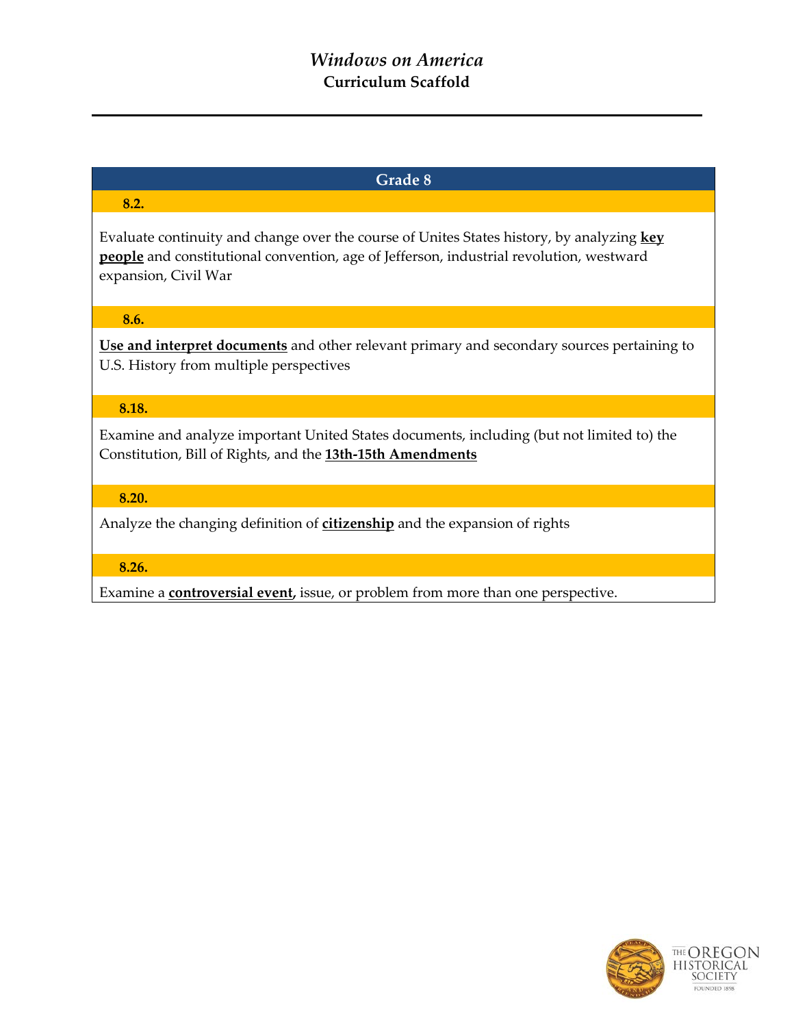# *Windows on America*

## Curriculum Scaffold

### Grade 8

**8.2.**

Evaluate continuity and change over the course of Unites States history, by analyzing **key people** and constitutional convention, age of Jefferson, industrial revolution, westward expansion, Civil War

**8.6.**

**Use and interpret documents** and other relevant primary and secondary sources pertaining to U.S. History from multiple perspectives

**8.18.**

Examine and analyze important United States documents, including (but not limited to) the Constitution, Bill of Rights, and the **13th-15th Amendments**

**8.20.**

Analyze the changing definition of **citizenship** and the expansion of rights

**8.26.**

Examine a **controversial event,** issue, or problem from more than one perspective.

THE OREGON HISTORICAL SOCIETY
FOUNDED 1898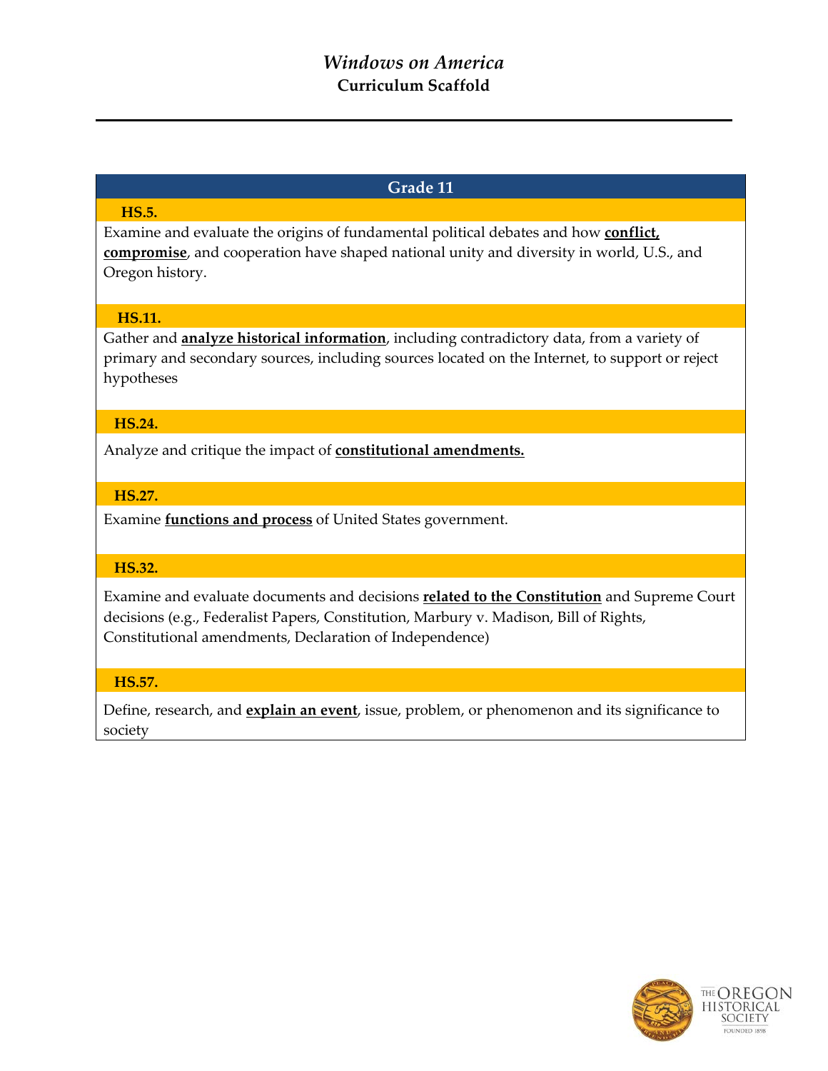# *Windows on America*

## Curriculum Scaffold

### Grade 11

**HS.5.**

Examine and evaluate the origins of fundamental political debates and how **conflict, compromise**, and cooperation have shaped national unity and diversity in world, U.S., and Oregon history.

**HS.11.**

Gather and **analyze historical information**, including contradictory data, from a variety of primary and secondary sources, including sources located on the Internet, to support or reject hypotheses

**HS.24.**

Analyze and critique the impact of **constitutional amendments.**

**HS.27.**

Examine **functions and process** of United States government.

**HS.32.**

Examine and evaluate documents and decisions **related to the Constitution** and Supreme Court decisions (e.g., Federalist Papers, Constitution, Marbury v. Madison, Bill of Rights, Constitutional amendments, Declaration of Independence)

**HS.57.**

Define, research, and **explain an event**, issue, problem, or phenomenon and its significance to society

THE OREGON HISTORICAL SOCIETY
FOUNDED 1898